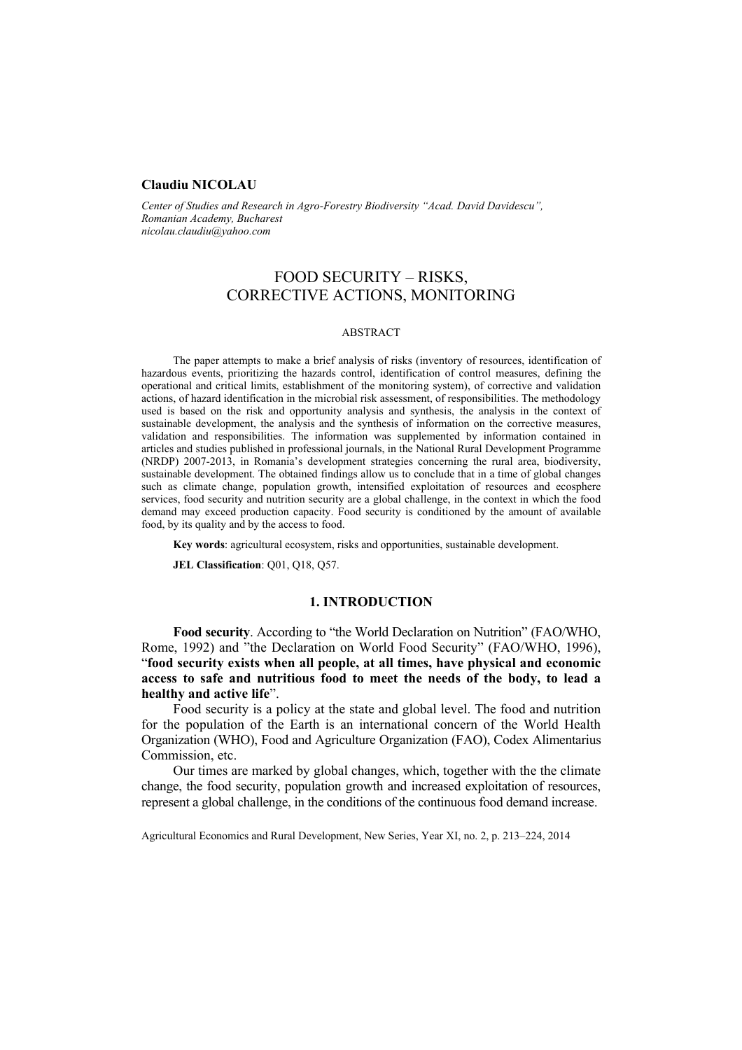**Claudiu NICOLAU**

*Center of Studies and Research in Agro-Forestry Biodiversity "Acad. David Davidescu", Romanian Academy, Bucharest*
*nicolau.claudiu@yahoo.com*

# FOOD SECURITY – RISKS, CORRECTIVE ACTIONS, MONITORING

ABSTRACT

The paper attempts to make a brief analysis of risks (inventory of resources, identification of hazardous events, prioritizing the hazards control, identification of control measures, defining the operational and critical limits, establishment of the monitoring system), of corrective and validation actions, of hazard identification in the microbial risk assessment, of responsibilities. The methodology used is based on the risk and opportunity analysis and synthesis, the analysis in the context of sustainable development, the analysis and the synthesis of information on the corrective measures, validation and responsibilities. The information was supplemented by information contained in articles and studies published in professional journals, in the National Rural Development Programme (NRDP) 2007-2013, in Romania's development strategies concerning the rural area, biodiversity, sustainable development. The obtained findings allow us to conclude that in a time of global changes such as climate change, population growth, intensified exploitation of resources and ecosphere services, food security and nutrition security are a global challenge, in the context in which the food demand may exceed production capacity. Food security is conditioned by the amount of available food, by its quality and by the access to food.

**Key words**: agricultural ecosystem, risks and opportunities, sustainable development.

**JEL Classification**: Q01, Q18, Q57.

## 1. INTRODUCTION

**Food security**. According to "the World Declaration on Nutrition" (FAO/WHO, Rome, 1992) and "the Declaration on World Food Security" (FAO/WHO, 1996), "**food security exists when all people, at all times, have physical and economic access to safe and nutritious food to meet the needs of the body, to lead a healthy and active life**".

Food security is a policy at the state and global level. The food and nutrition for the population of the Earth is an international concern of the World Health Organization (WHO), Food and Agriculture Organization (FAO), Codex Alimentarius Commission, etc.

Our times are marked by global changes, which, together with the the climate change, the food security, population growth and increased exploitation of resources, represent a global challenge, in the conditions of the continuous food demand increase.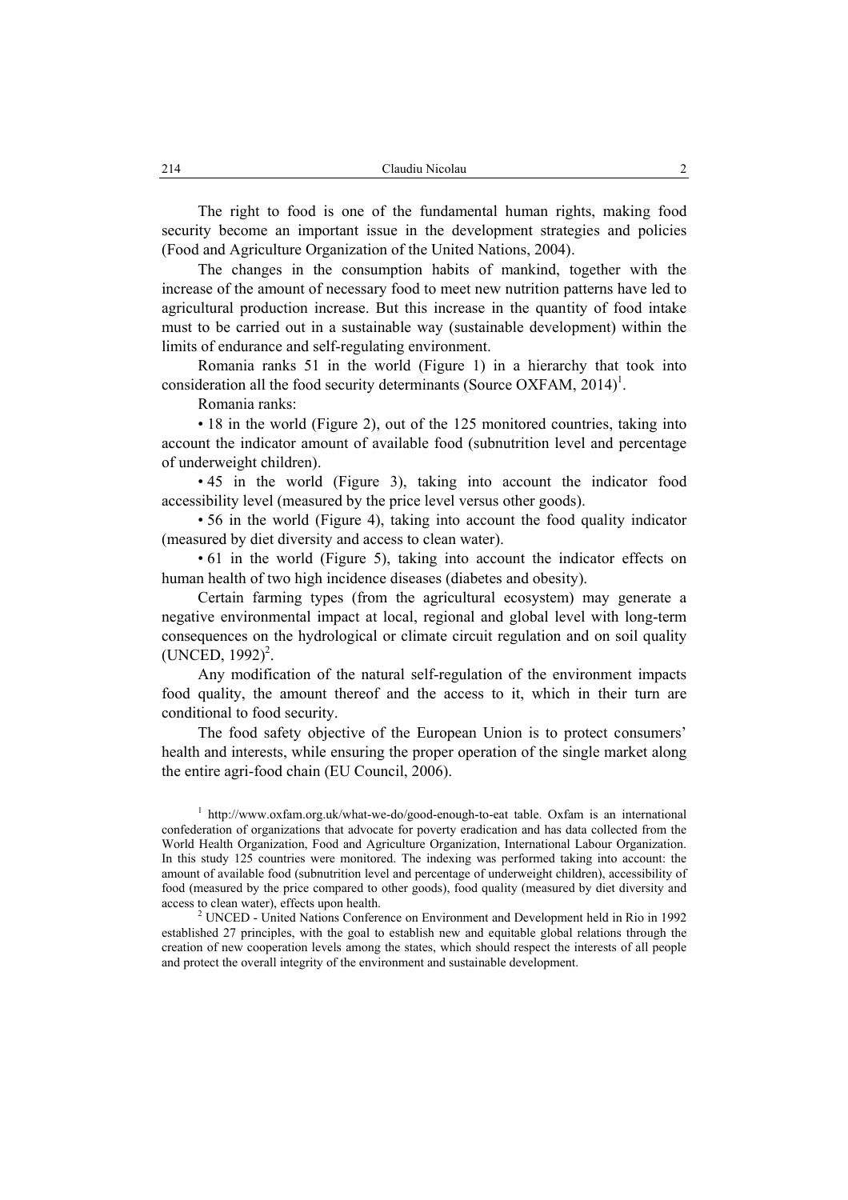The right to food is one of the fundamental human rights, making food security become an important issue in the development strategies and policies (Food and Agriculture Organization of the United Nations, 2004).

The changes in the consumption habits of mankind, together with the increase of the amount of necessary food to meet new nutrition patterns have led to agricultural production increase. But this increase in the quantity of food intake must to be carried out in a sustainable way (sustainable development) within the limits of endurance and self-regulating environment.

Romania ranks 51 in the world (Figure 1) in a hierarchy that took into consideration all the food security determinants (Source OXFAM, 2014)[1].

Romania ranks:

• 18 in the world (Figure 2), out of the 125 monitored countries, taking into account the indicator amount of available food (subnutrition level and percentage of underweight children).

• 45 in the world (Figure 3), taking into account the indicator food accessibility level (measured by the price level versus other goods).

• 56 in the world (Figure 4), taking into account the food quality indicator (measured by diet diversity and access to clean water).

• 61 in the world (Figure 5), taking into account the indicator effects on human health of two high incidence diseases (diabetes and obesity).

Certain farming types (from the agricultural ecosystem) may generate a negative environmental impact at local, regional and global level with long-term consequences on the hydrological or climate circuit regulation and on soil quality (UNCED, 1992)[2].

Any modification of the natural self-regulation of the environment impacts food quality, the amount thereof and the access to it, which in their turn are conditional to food security.

The food safety objective of the European Union is to protect consumers' health and interests, while ensuring the proper operation of the single market along the entire agri-food chain (EU Council, 2006).

[1] http://www.oxfam.org.uk/what-we-do/good-enough-to-eat table. Oxfam is an international confederation of organizations that advocate for poverty eradication and has data collected from the World Health Organization, Food and Agriculture Organization, International Labour Organization. In this study 125 countries were monitored. The indexing was performed taking into account: the amount of available food (subnutrition level and percentage of underweight children), accessibility of food (measured by the price compared to other goods), food quality (measured by diet diversity and access to clean water), effects upon health.

[2] UNCED - United Nations Conference on Environment and Development held in Rio in 1992 established 27 principles, with the goal to establish new and equitable global relations through the creation of new cooperation levels among the states, which should respect the interests of all people and protect the overall integrity of the environment and sustainable development.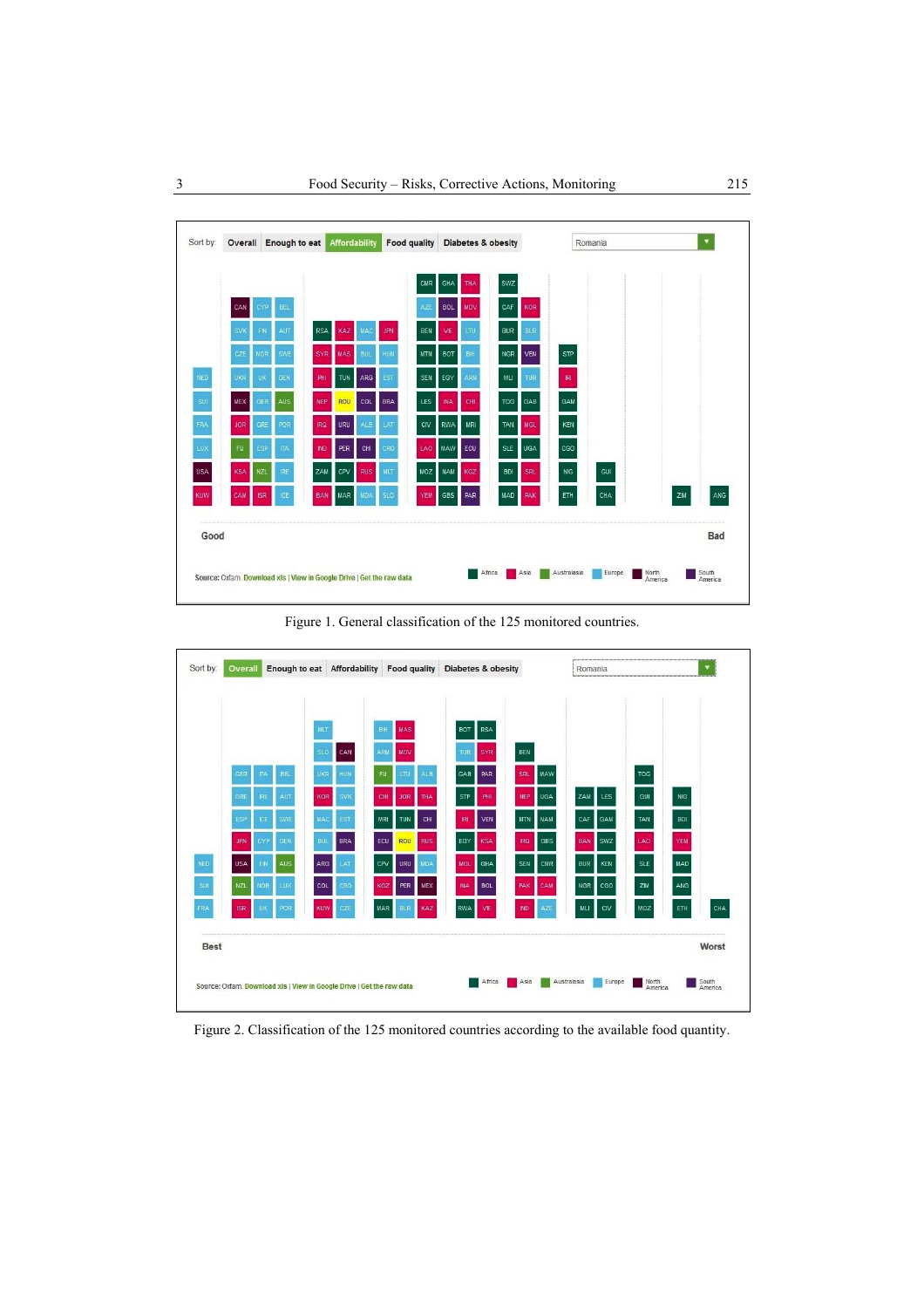Figure 1. General classification of the 125 monitored countries.

Figure 2. Classification of the 125 monitored countries according to the available food quantity.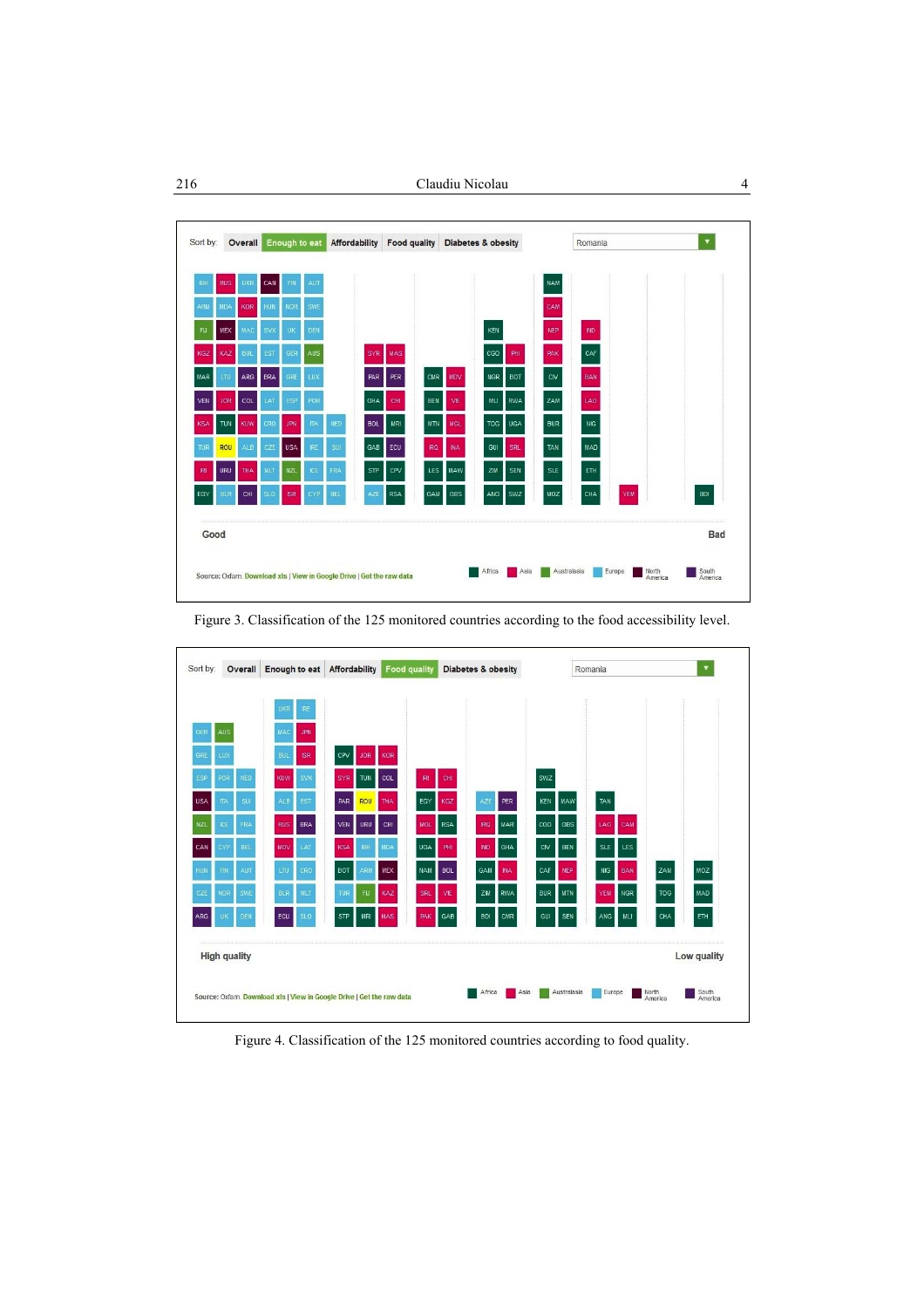Figure 3. Classification of the 125 monitored countries according to the food accessibility level.

Figure 4. Classification of the 125 monitored countries according to food quality.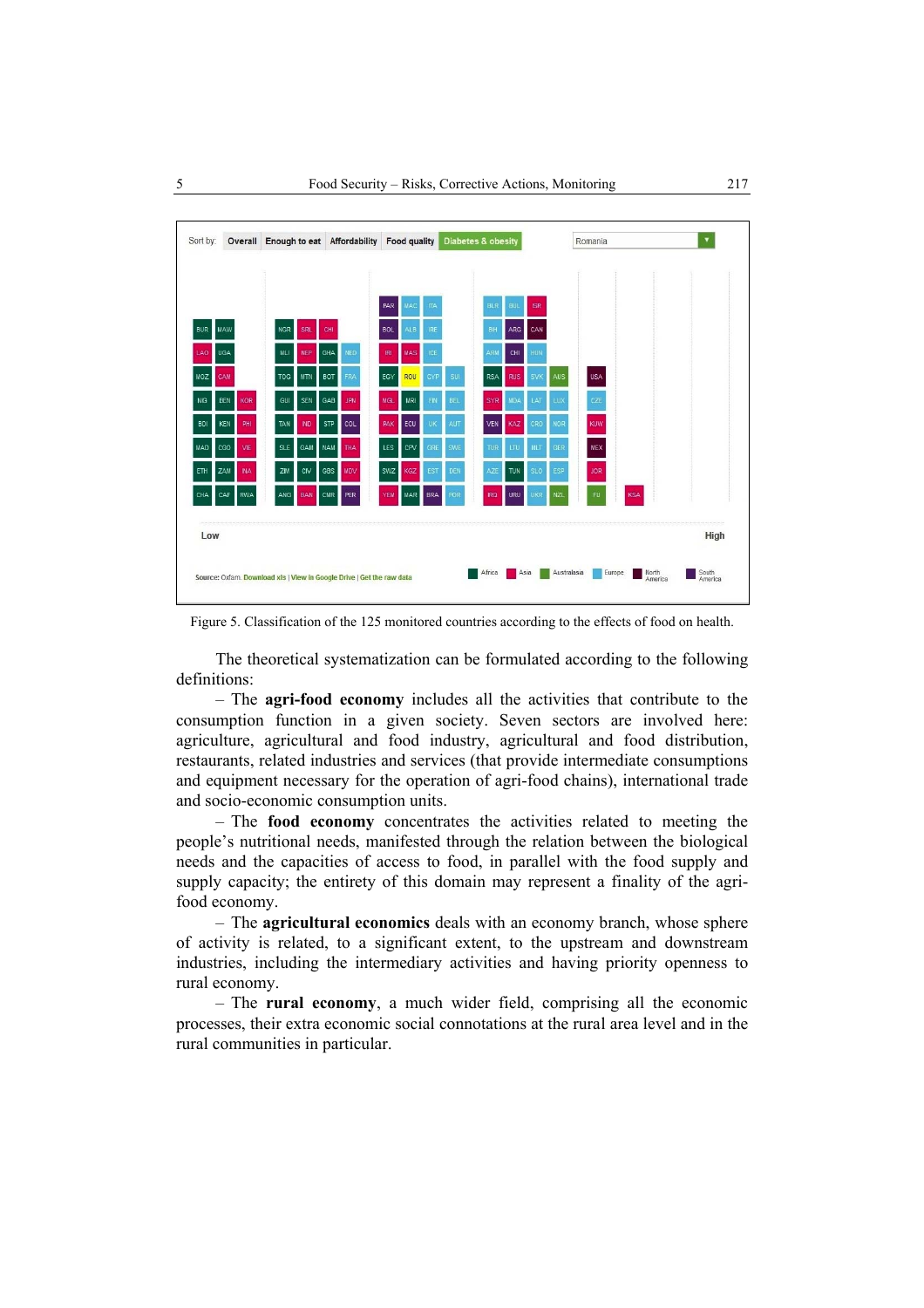Figure 5. Classification of the 125 monitored countries according to the effects of food on health.

The theoretical systematization can be formulated according to the following definitions:

– The **agri-food economy** includes all the activities that contribute to the consumption function in a given society. Seven sectors are involved here: agriculture, agricultural and food industry, agricultural and food distribution, restaurants, related industries and services (that provide intermediate consumptions and equipment necessary for the operation of agri-food chains), international trade and socio-economic consumption units.

– The **food economy** concentrates the activities related to meeting the people's nutritional needs, manifested through the relation between the biological needs and the capacities of access to food, in parallel with the food supply and supply capacity; the entirety of this domain may represent a finality of the agri-food economy.

– The **agricultural economics** deals with an economy branch, whose sphere of activity is related, to a significant extent, to the upstream and downstream industries, including the intermediary activities and having priority openness to rural economy.

– The **rural economy**, a much wider field, comprising all the economic processes, their extra economic social connotations at the rural area level and in the rural communities in particular.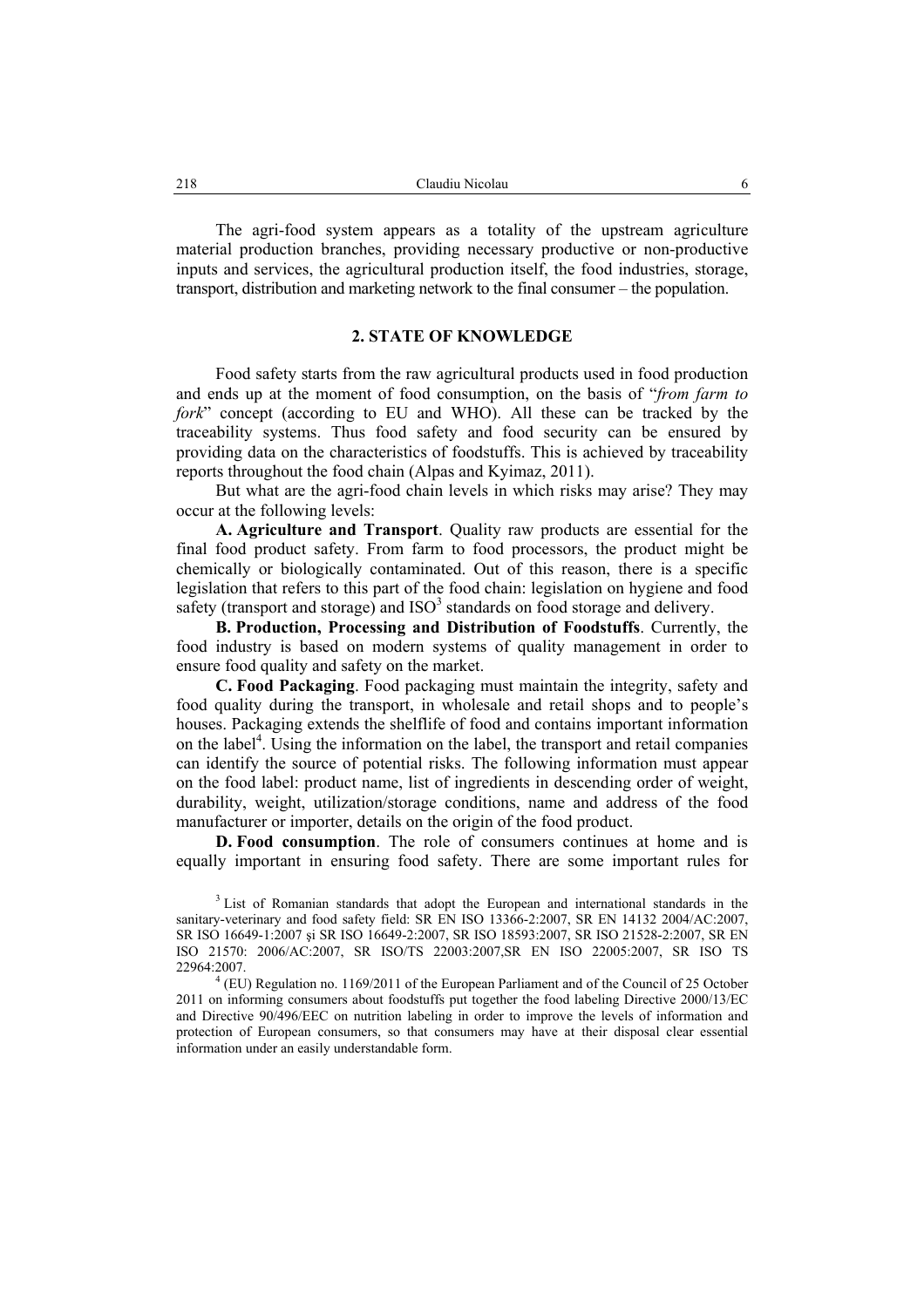The agri-food system appears as a totality of the upstream agriculture material production branches, providing necessary productive or non-productive inputs and services, the agricultural production itself, the food industries, storage, transport, distribution and marketing network to the final consumer – the population.

## 2. STATE OF KNOWLEDGE

Food safety starts from the raw agricultural products used in food production and ends up at the moment of food consumption, on the basis of "*from farm to fork*" concept (according to EU and WHO). All these can be tracked by the traceability systems. Thus food safety and food security can be ensured by providing data on the characteristics of foodstuffs. This is achieved by traceability reports throughout the food chain (Alpas and Kyimaz, 2011).

But what are the agri-food chain levels in which risks may arise? They may occur at the following levels:

**A. Agriculture and Transport**. Quality raw products are essential for the final food product safety. From farm to food processors, the product might be chemically or biologically contaminated. Out of this reason, there is a specific legislation that refers to this part of the food chain: legislation on hygiene and food safety (transport and storage) and ISO[3] standards on food storage and delivery.

**B. Production, Processing and Distribution of Foodstuffs**. Currently, the food industry is based on modern systems of quality management in order to ensure food quality and safety on the market.

**C. Food Packaging**. Food packaging must maintain the integrity, safety and food quality during the transport, in wholesale and retail shops and to people's houses. Packaging extends the shelflife of food and contains important information on the label[4]. Using the information on the label, the transport and retail companies can identify the source of potential risks. The following information must appear on the food label: product name, list of ingredients in descending order of weight, durability, weight, utilization/storage conditions, name and address of the food manufacturer or importer, details on the origin of the food product.

**D. Food consumption**. The role of consumers continues at home and is equally important in ensuring food safety. There are some important rules for

[3] List of Romanian standards that adopt the European and international standards in the sanitary-veterinary and food safety field: SR EN ISO 13366-2:2007, SR EN 14132 2004/AC:2007, SR ISO 16649-1:2007 şi SR ISO 16649-2:2007, SR ISO 18593:2007, SR ISO 21528-2:2007, SR EN ISO 21570: 2006/AC:2007, SR ISO/TS 22003:2007,SR EN ISO 22005:2007, SR ISO TS 22964:2007.

[4] (EU) Regulation no. 1169/2011 of the European Parliament and of the Council of 25 October 2011 on informing consumers about foodstuffs put together the food labeling Directive 2000/13/EC and Directive 90/496/EEC on nutrition labeling in order to improve the levels of information and protection of European consumers, so that consumers may have at their disposal clear essential information under an easily understandable form.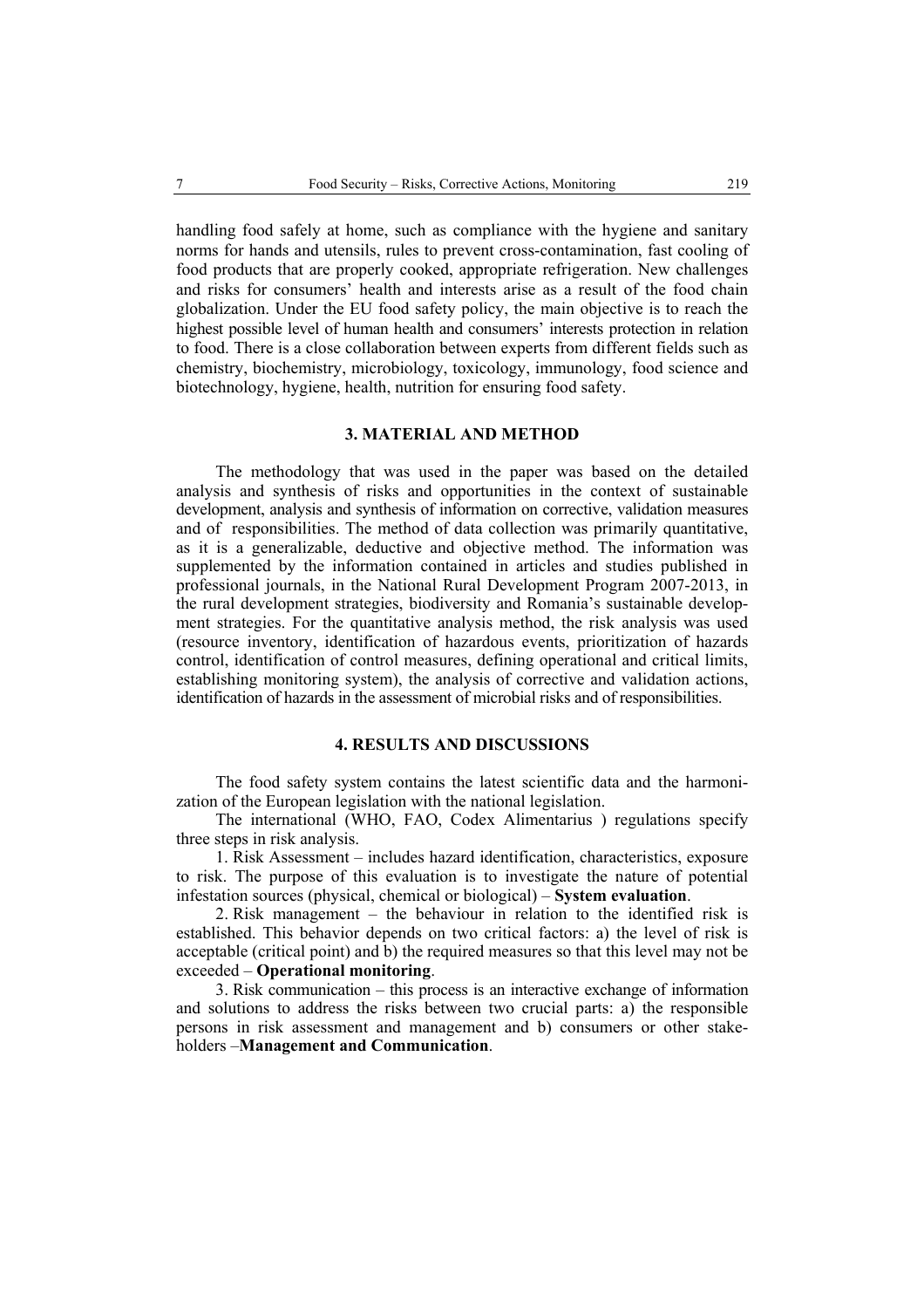handling food safely at home, such as compliance with the hygiene and sanitary norms for hands and utensils, rules to prevent cross-contamination, fast cooling of food products that are properly cooked, appropriate refrigeration. New challenges and risks for consumers' health and interests arise as a result of the food chain globalization. Under the EU food safety policy, the main objective is to reach the highest possible level of human health and consumers' interests protection in relation to food. There is a close collaboration between experts from different fields such as chemistry, biochemistry, microbiology, toxicology, immunology, food science and biotechnology, hygiene, health, nutrition for ensuring food safety.

## 3. MATERIAL AND METHOD

The methodology that was used in the paper was based on the detailed analysis and synthesis of risks and opportunities in the context of sustainable development, analysis and synthesis of information on corrective, validation measures and of responsibilities. The method of data collection was primarily quantitative, as it is a generalizable, deductive and objective method. The information was supplemented by the information contained in articles and studies published in professional journals, in the National Rural Development Program 2007-2013, in the rural development strategies, biodiversity and Romania's sustainable development strategies. For the quantitative analysis method, the risk analysis was used (resource inventory, identification of hazardous events, prioritization of hazards control, identification of control measures, defining operational and critical limits, establishing monitoring system), the analysis of corrective and validation actions, identification of hazards in the assessment of microbial risks and of responsibilities.

## 4. RESULTS AND DISCUSSIONS

The food safety system contains the latest scientific data and the harmonization of the European legislation with the national legislation.

The international (WHO, FAO, Codex Alimentarius ) regulations specify three steps in risk analysis.

1. Risk Assessment – includes hazard identification, characteristics, exposure to risk. The purpose of this evaluation is to investigate the nature of potential infestation sources (physical, chemical or biological) – **System evaluation**.

2. Risk management – the behaviour in relation to the identified risk is established. This behavior depends on two critical factors: a) the level of risk is acceptable (critical point) and b) the required measures so that this level may not be exceeded – **Operational monitoring**.

3. Risk communication – this process is an interactive exchange of information and solutions to address the risks between two crucial parts: a) the responsible persons in risk assessment and management and b) consumers or other stakeholders –**Management and Communication**.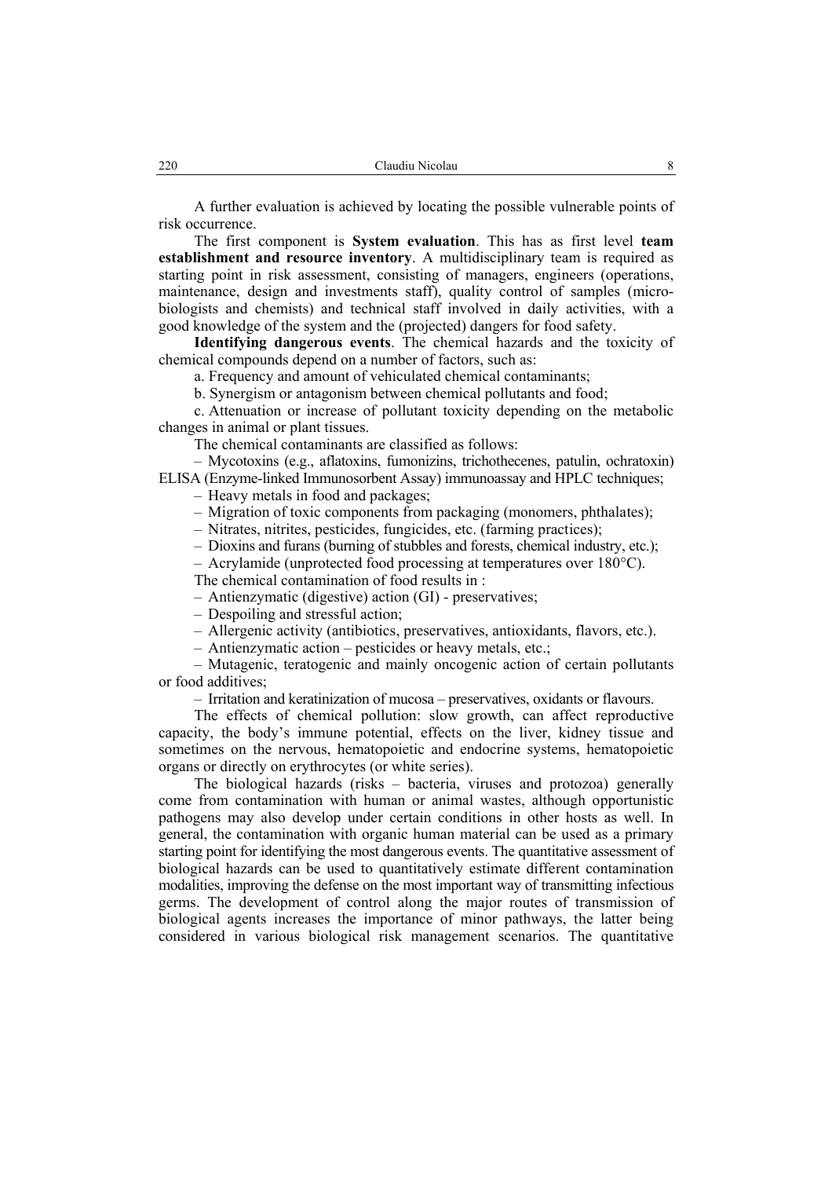A further evaluation is achieved by locating the possible vulnerable points of risk occurrence.

The first component is **System evaluation**. This has as first level **team establishment and resource inventory**. A multidisciplinary team is required as starting point in risk assessment, consisting of managers, engineers (operations, maintenance, design and investments staff), quality control of samples (microbiologists and chemists) and technical staff involved in daily activities, with a good knowledge of the system and the (projected) dangers for food safety.

**Identifying dangerous events**. The chemical hazards and the toxicity of chemical compounds depend on a number of factors, such as:

a. Frequency and amount of vehiculated chemical contaminants;

b. Synergism or antagonism between chemical pollutants and food;

c. Attenuation or increase of pollutant toxicity depending on the metabolic changes in animal or plant tissues.

The chemical contaminants are classified as follows:

– Mycotoxins (e.g., aflatoxins, fumonizins, trichothecenes, patulin, ochratoxin) ELISA (Enzyme-linked Immunosorbent Assay) immunoassay and HPLC techniques;

– Heavy metals in food and packages;

– Migration of toxic components from packaging (monomers, phthalates);

– Nitrates, nitrites, pesticides, fungicides, etc. (farming practices);

– Dioxins and furans (burning of stubbles and forests, chemical industry, etc.);

– Acrylamide (unprotected food processing at temperatures over 180°C).

The chemical contamination of food results in :

– Antienzymatic (digestive) action (GI) - preservatives;

– Despoiling and stressful action;

– Allergenic activity (antibiotics, preservatives, antioxidants, flavors, etc.).

– Antienzymatic action – pesticides or heavy metals, etc.;

– Mutagenic, teratogenic and mainly oncogenic action of certain pollutants or food additives;

– Irritation and keratinization of mucosa – preservatives, oxidants or flavours.

The effects of chemical pollution: slow growth, can affect reproductive capacity, the body's immune potential, effects on the liver, kidney tissue and sometimes on the nervous, hematopoietic and endocrine systems, hematopoietic organs or directly on erythrocytes (or white series).

The biological hazards (risks – bacteria, viruses and protozoa) generally come from contamination with human or animal wastes, although opportunistic pathogens may also develop under certain conditions in other hosts as well. In general, the contamination with organic human material can be used as a primary starting point for identifying the most dangerous events. The quantitative assessment of biological hazards can be used to quantitatively estimate different contamination modalities, improving the defense on the most important way of transmitting infectious germs. The development of control along the major routes of transmission of biological agents increases the importance of minor pathways, the latter being considered in various biological risk management scenarios. The quantitative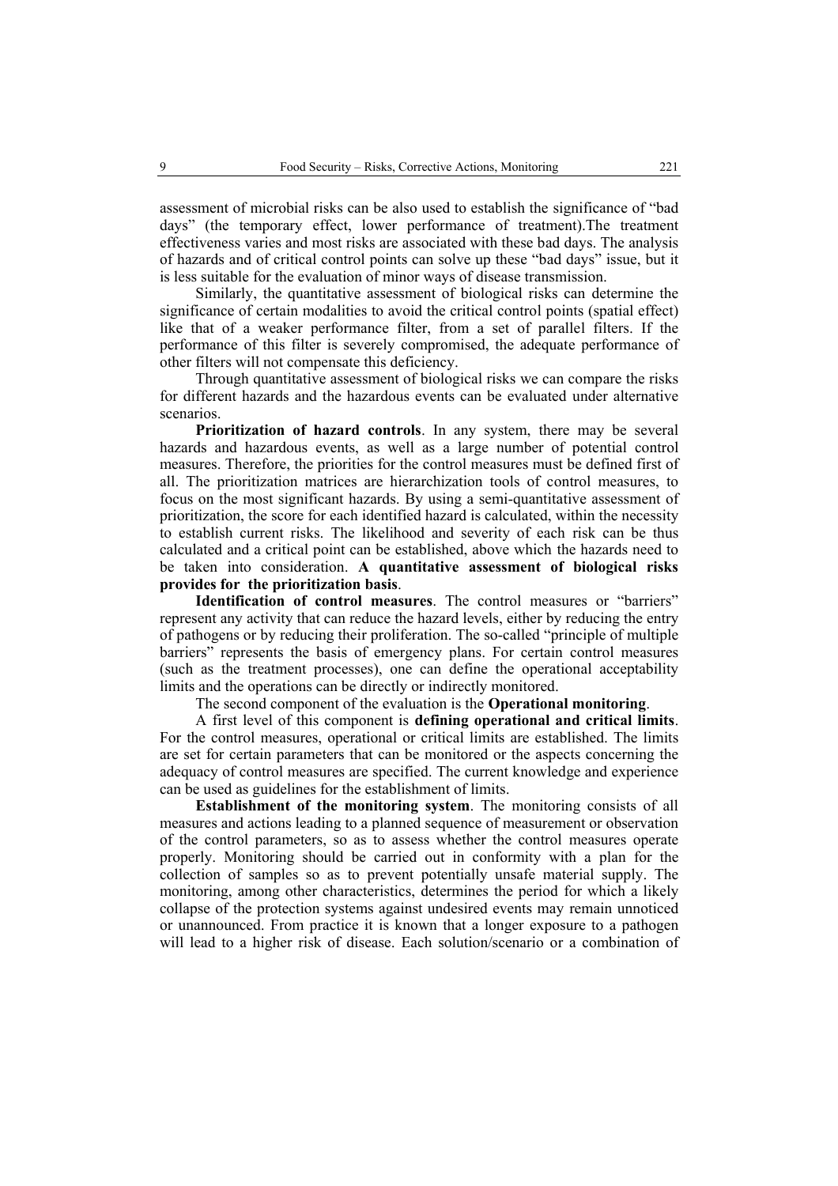assessment of microbial risks can be also used to establish the significance of "bad days" (the temporary effect, lower performance of treatment).The treatment effectiveness varies and most risks are associated with these bad days. The analysis of hazards and of critical control points can solve up these "bad days" issue, but it is less suitable for the evaluation of minor ways of disease transmission.

Similarly, the quantitative assessment of biological risks can determine the significance of certain modalities to avoid the critical control points (spatial effect) like that of a weaker performance filter, from a set of parallel filters. If the performance of this filter is severely compromised, the adequate performance of other filters will not compensate this deficiency.

Through quantitative assessment of biological risks we can compare the risks for different hazards and the hazardous events can be evaluated under alternative scenarios.

**Prioritization of hazard controls**. In any system, there may be several hazards and hazardous events, as well as a large number of potential control measures. Therefore, the priorities for the control measures must be defined first of all. The prioritization matrices are hierarchization tools of control measures, to focus on the most significant hazards. By using a semi-quantitative assessment of prioritization, the score for each identified hazard is calculated, within the necessity to establish current risks. The likelihood and severity of each risk can be thus calculated and a critical point can be established, above which the hazards need to be taken into consideration. **A quantitative assessment of biological risks provides for the prioritization basis**.

**Identification of control measures**. The control measures or "barriers" represent any activity that can reduce the hazard levels, either by reducing the entry of pathogens or by reducing their proliferation. The so-called "principle of multiple barriers" represents the basis of emergency plans. For certain control measures (such as the treatment processes), one can define the operational acceptability limits and the operations can be directly or indirectly monitored.

The second component of the evaluation is the **Operational monitoring**.

A first level of this component is **defining operational and critical limits**. For the control measures, operational or critical limits are established. The limits are set for certain parameters that can be monitored or the aspects concerning the adequacy of control measures are specified. The current knowledge and experience can be used as guidelines for the establishment of limits.

**Establishment of the monitoring system**. The monitoring consists of all measures and actions leading to a planned sequence of measurement or observation of the control parameters, so as to assess whether the control measures operate properly. Monitoring should be carried out in conformity with a plan for the collection of samples so as to prevent potentially unsafe material supply. The monitoring, among other characteristics, determines the period for which a likely collapse of the protection systems against undesired events may remain unnoticed or unannounced. From practice it is known that a longer exposure to a pathogen will lead to a higher risk of disease. Each solution/scenario or a combination of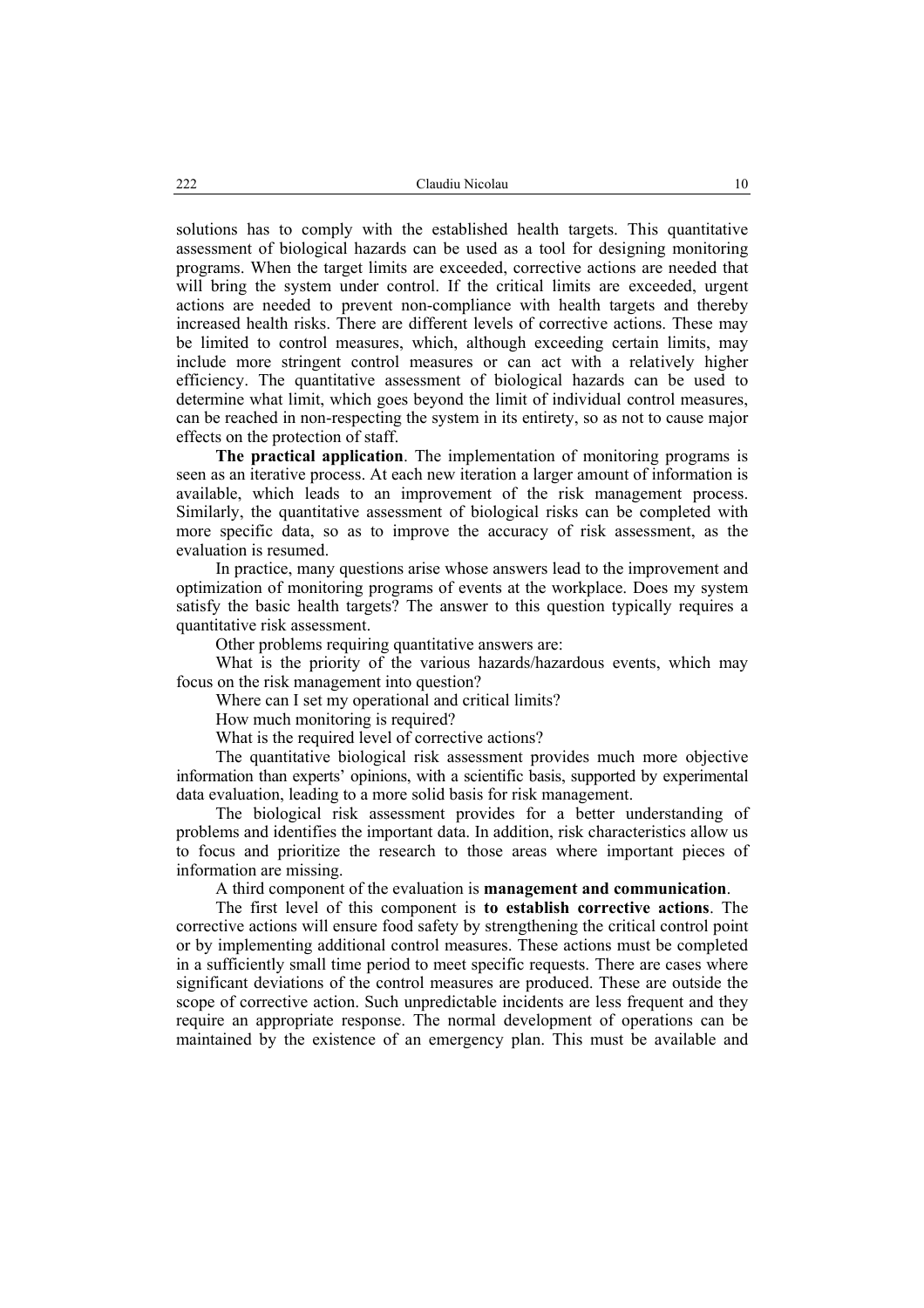solutions has to comply with the established health targets. This quantitative assessment of biological hazards can be used as a tool for designing monitoring programs. When the target limits are exceeded, corrective actions are needed that will bring the system under control. If the critical limits are exceeded, urgent actions are needed to prevent non-compliance with health targets and thereby increased health risks. There are different levels of corrective actions. These may be limited to control measures, which, although exceeding certain limits, may include more stringent control measures or can act with a relatively higher efficiency. The quantitative assessment of biological hazards can be used to determine what limit, which goes beyond the limit of individual control measures, can be reached in non-respecting the system in its entirety, so as not to cause major effects on the protection of staff.

**The practical application**. The implementation of monitoring programs is seen as an iterative process. At each new iteration a larger amount of information is available, which leads to an improvement of the risk management process. Similarly, the quantitative assessment of biological risks can be completed with more specific data, so as to improve the accuracy of risk assessment, as the evaluation is resumed.

In practice, many questions arise whose answers lead to the improvement and optimization of monitoring programs of events at the workplace. Does my system satisfy the basic health targets? The answer to this question typically requires a quantitative risk assessment.

Other problems requiring quantitative answers are:

What is the priority of the various hazards/hazardous events, which may focus on the risk management into question?

Where can I set my operational and critical limits?

How much monitoring is required?

What is the required level of corrective actions?

The quantitative biological risk assessment provides much more objective information than experts' opinions, with a scientific basis, supported by experimental data evaluation, leading to a more solid basis for risk management.

The biological risk assessment provides for a better understanding of problems and identifies the important data. In addition, risk characteristics allow us to focus and prioritize the research to those areas where important pieces of information are missing.

A third component of the evaluation is **management and communication**.

The first level of this component is **to establish corrective actions**. The corrective actions will ensure food safety by strengthening the critical control point or by implementing additional control measures. These actions must be completed in a sufficiently small time period to meet specific requests. There are cases where significant deviations of the control measures are produced. These are outside the scope of corrective action. Such unpredictable incidents are less frequent and they require an appropriate response. The normal development of operations can be maintained by the existence of an emergency plan. This must be available and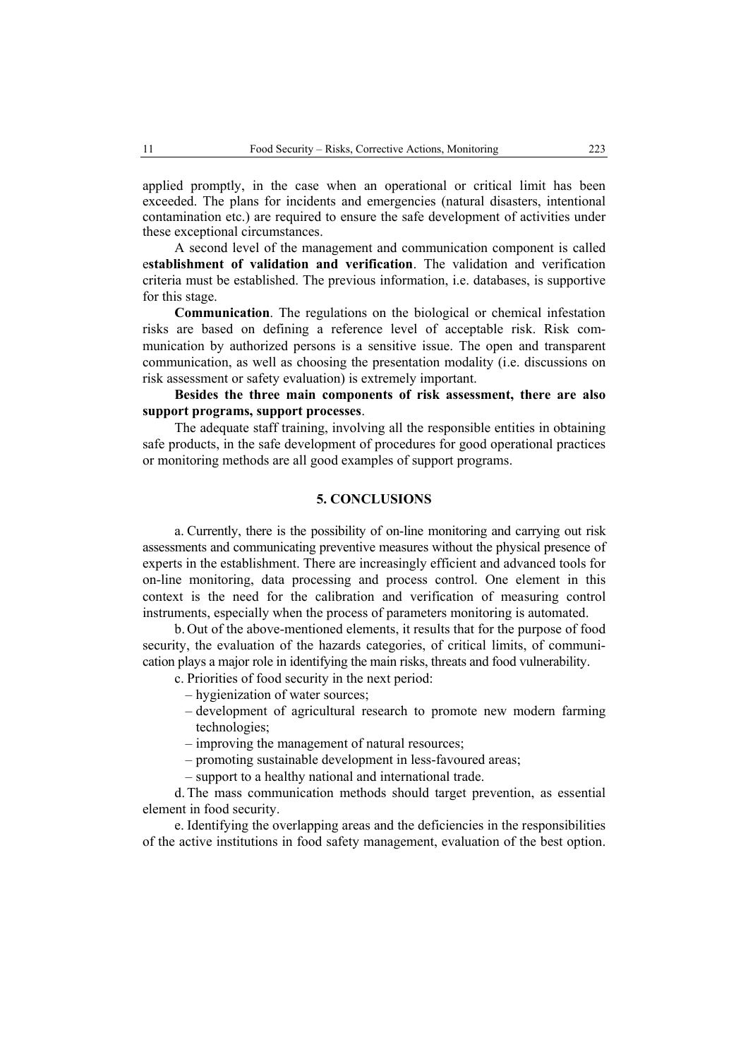applied promptly, in the case when an operational or critical limit has been exceeded. The plans for incidents and emergencies (natural disasters, intentional contamination etc.) are required to ensure the safe development of activities under these exceptional circumstances.

A second level of the management and communication component is called e**stablishment of validation and verification**. The validation and verification criteria must be established. The previous information, i.e. databases, is supportive for this stage.

**Communication**. The regulations on the biological or chemical infestation risks are based on defining a reference level of acceptable risk. Risk communication by authorized persons is a sensitive issue. The open and transparent communication, as well as choosing the presentation modality (i.e. discussions on risk assessment or safety evaluation) is extremely important.

**Besides the three main components of risk assessment, there are also support programs, support processes**.

The adequate staff training, involving all the responsible entities in obtaining safe products, in the safe development of procedures for good operational practices or monitoring methods are all good examples of support programs.

## 5. CONCLUSIONS

a. Currently, there is the possibility of on-line monitoring and carrying out risk assessments and communicating preventive measures without the physical presence of experts in the establishment. There are increasingly efficient and advanced tools for on-line monitoring, data processing and process control. One element in this context is the need for the calibration and verification of measuring control instruments, especially when the process of parameters monitoring is automated.

b. Out of the above-mentioned elements, it results that for the purpose of food security, the evaluation of the hazards categories, of critical limits, of communication plays a major role in identifying the main risks, threats and food vulnerability.

c. Priorities of food security in the next period:

- hygienization of water sources;
- development of agricultural research to promote new modern farming technologies;
- improving the management of natural resources;
- promoting sustainable development in less-favoured areas;
- support to a healthy national and international trade.

d. The mass communication methods should target prevention, as essential element in food security.

e. Identifying the overlapping areas and the deficiencies in the responsibilities of the active institutions in food safety management, evaluation of the best option.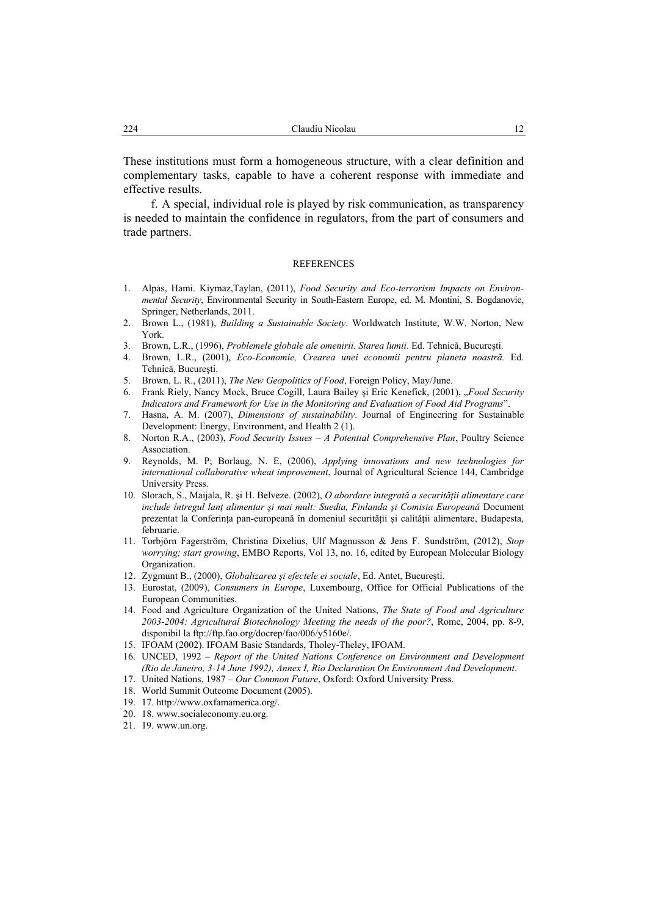These institutions must form a homogeneous structure, with a clear definition and complementary tasks, capable to have a coherent response with immediate and effective results.

f. A special, individual role is played by risk communication, as transparency is needed to maintain the confidence in regulators, from the part of consumers and trade partners.

## REFERENCES

1. Alpas, Hami. Kiymaz,Taylan, (2011), *Food Security and Eco-terrorism Impacts on Environmental Security*, Environmental Security in South-Eastern Europe, ed. M. Montini, S. Bogdanovic, Springer, Netherlands, 2011.
2. Brown L., (1981), *Building a Sustainable Society*. Worldwatch Institute, W.W. Norton, New York.
3. Brown, L.R., (1996), *Problemele globale ale omenirii. Starea lumii*. Ed. Tehnică, Bucureşti.
4. Brown, L.R., (2001), *Eco-Economie, Crearea unei economii pentru planeta noastră.* Ed. Tehnică, Bucureşti.
5. Brown, L. R., (2011), *The New Geopolitics of Food*, Foreign Policy, May/June.
6. Frank Riely, Nancy Mock, Bruce Cogill, Laura Bailey şi Eric Kenefick, (2001), „*Food Security Indicators and Framework for Use in the Monitoring and Evaluation of Food Aid Programs*".
7. Hasna, A. M. (2007), *Dimensions of sustainability*. Journal of Engineering for Sustainable Development: Energy, Environment, and Health 2 (1).
8. Norton R.A., (2003), *Food Security Issues – A Potential Comprehensive Plan*, Poultry Science Association.
9. Reynolds, M. P; Borlaug, N. E, (2006), *Applying innovations and new technologies for international collaborative wheat improvement*, Journal of Agricultural Science 144, Cambridge University Press.
10. Slorach, S., Maijala, R. şi H. Belveze. (2002), *O abordare integrată a securităţii alimentare care include întregul lanţ alimentar şi mai mult: Suedia, Finlanda şi Comisia Europeană* Document prezentat la Conferinţa pan-europeană în domeniul securităţii şi calităţii alimentare, Budapesta, februarie.
11. Torbjörn Fagerström, Christina Dixelius, Ulf Magnusson & Jens F. Sundström, (2012), *Stop worrying; start growing*, EMBO Reports, Vol 13, no. 16, edited by European Molecular Biology Organization.
12. Zygmunt B., (2000), *Globalizarea şi efectele ei sociale*, Ed. Antet, Bucureşti.
13. Eurostat, (2009), *Consumers in Europe*, Luxembourg, Office for Official Publications of the European Communities.
14. Food and Agriculture Organization of the United Nations, *The State of Food and Agriculture 2003-2004: Agricultural Biotechnology Meeting the needs of the poor?*, Rome, 2004, pp. 8-9, disponibil la ftp://ftp.fao.org/docrep/fao/006/y5160e/.
15. IFOAM (2002). IFOAM Basic Standards, Tholey-Theley, IFOAM.
16. UNCED, 1992 – *Report of the United Nations Conference on Environment and Development (Rio de Janeiro, 3-14 June 1992), Annex I, Rio Declaration On Environment And Development*.
17. United Nations, 1987 – *Our Common Future*, Oxford: Oxford University Press.
18. World Summit Outcome Document (2005).
19. 17. http://www.oxfamamerica.org/.
20. 18. www.socialeconomy.eu.org.
21. 19. www.un.org.